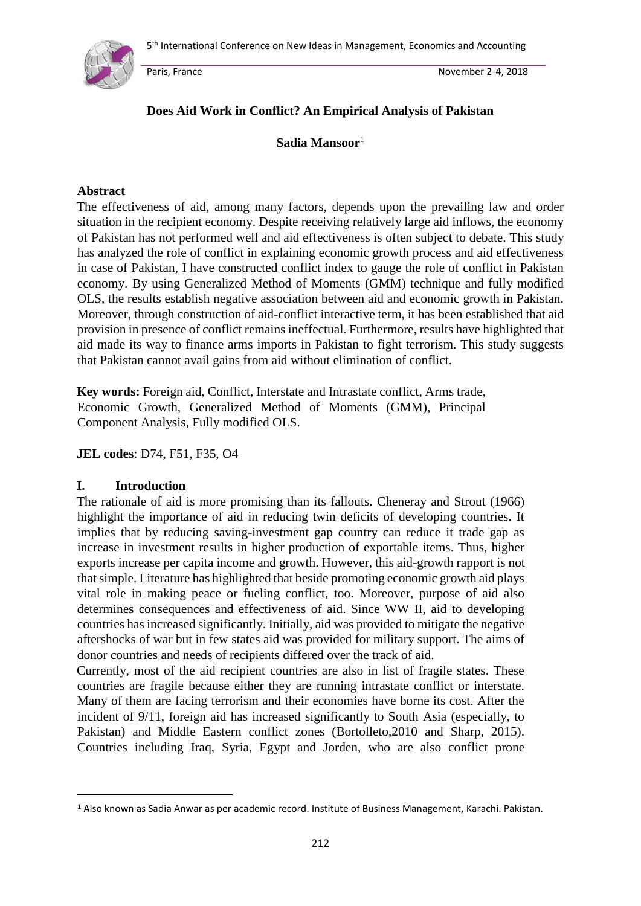# Does Aid Work in Conflict? An Empirical Analysis of Pakistan

**Sadia Mansoor**[1]

## Abstract

The effectiveness of aid, among many factors, depends upon the prevailing law and order situation in the recipient economy. Despite receiving relatively large aid inflows, the economy of Pakistan has not performed well and aid effectiveness is often subject to debate. This study has analyzed the role of conflict in explaining economic growth process and aid effectiveness in case of Pakistan, I have constructed conflict index to gauge the role of conflict in Pakistan economy. By using Generalized Method of Moments (GMM) technique and fully modified OLS, the results establish negative association between aid and economic growth in Pakistan. Moreover, through construction of aid-conflict interactive term, it has been established that aid provision in presence of conflict remains ineffectual. Furthermore, results have highlighted that aid made its way to finance arms imports in Pakistan to fight terrorism. This study suggests that Pakistan cannot avail gains from aid without elimination of conflict.

**Key words:** Foreign aid, Conflict, Interstate and Intrastate conflict, Arms trade, Economic Growth, Generalized Method of Moments (GMM), Principal Component Analysis, Fully modified OLS.

**JEL codes**: D74, F51, F35, O4

## I. Introduction

The rationale of aid is more promising than its fallouts. Cheneray and Strout (1966) highlight the importance of aid in reducing twin deficits of developing countries. It implies that by reducing saving-investment gap country can reduce it trade gap as increase in investment results in higher production of exportable items. Thus, higher exports increase per capita income and growth. However, this aid-growth rapport is not that simple. Literature has highlighted that beside promoting economic growth aid plays vital role in making peace or fueling conflict, too. Moreover, purpose of aid also determines consequences and effectiveness of aid. Since WW II, aid to developing countries has increased significantly. Initially, aid was provided to mitigate the negative aftershocks of war but in few states aid was provided for military support. The aims of donor countries and needs of recipients differed over the track of aid.

Currently, most of the aid recipient countries are also in list of fragile states. These countries are fragile because either they are running intrastate conflict or interstate. Many of them are facing terrorism and their economies have borne its cost. After the incident of 9/11, foreign aid has increased significantly to South Asia (especially, to Pakistan) and Middle Eastern conflict zones (Bortolleto,2010 and Sharp, 2015). Countries including Iraq, Syria, Egypt and Jorden, who are also conflict prone

---

[1] Also known as Sadia Anwar as per academic record. Institute of Business Management, Karachi. Pakistan.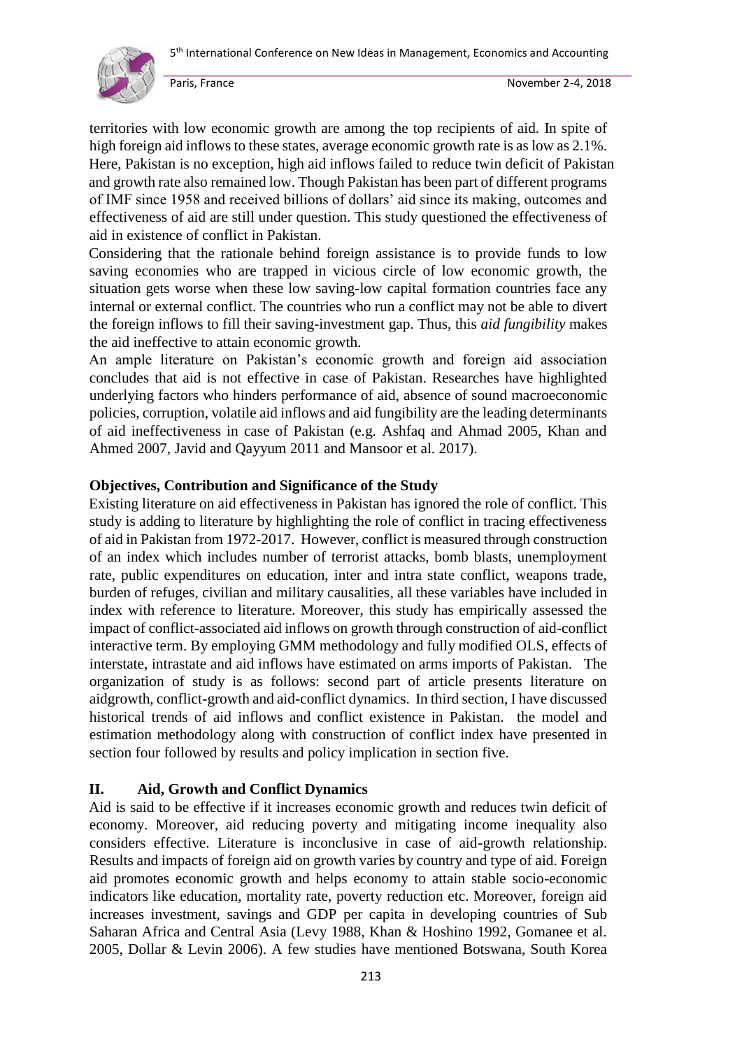territories with low economic growth are among the top recipients of aid. In spite of high foreign aid inflows to these states, average economic growth rate is as low as 2.1%. Here, Pakistan is no exception, high aid inflows failed to reduce twin deficit of Pakistan and growth rate also remained low. Though Pakistan has been part of different programs of IMF since 1958 and received billions of dollars' aid since its making, outcomes and effectiveness of aid are still under question. This study questioned the effectiveness of aid in existence of conflict in Pakistan.

Considering that the rationale behind foreign assistance is to provide funds to low saving economies who are trapped in vicious circle of low economic growth, the situation gets worse when these low saving-low capital formation countries face any internal or external conflict. The countries who run a conflict may not be able to divert the foreign inflows to fill their saving-investment gap. Thus, this *aid fungibility* makes the aid ineffective to attain economic growth.

An ample literature on Pakistan's economic growth and foreign aid association concludes that aid is not effective in case of Pakistan. Researches have highlighted underlying factors who hinders performance of aid, absence of sound macroeconomic policies, corruption, volatile aid inflows and aid fungibility are the leading determinants of aid ineffectiveness in case of Pakistan (e.g. Ashfaq and Ahmad 2005, Khan and Ahmed 2007, Javid and Qayyum 2011 and Mansoor et al. 2017).

**Objectives, Contribution and Significance of the Study**

Existing literature on aid effectiveness in Pakistan has ignored the role of conflict. This study is adding to literature by highlighting the role of conflict in tracing effectiveness of aid in Pakistan from 1972-2017. However, conflict is measured through construction of an index which includes number of terrorist attacks, bomb blasts, unemployment rate, public expenditures on education, inter and intra state conflict, weapons trade, burden of refuges, civilian and military causalities, all these variables have included in index with reference to literature. Moreover, this study has empirically assessed the impact of conflict-associated aid inflows on growth through construction of aid-conflict interactive term. By employing GMM methodology and fully modified OLS, effects of interstate, intrastate and aid inflows have estimated on arms imports of Pakistan. The organization of study is as follows: second part of article presents literature on aidgrowth, conflict-growth and aid-conflict dynamics. In third section, I have discussed historical trends of aid inflows and conflict existence in Pakistan. the model and estimation methodology along with construction of conflict index have presented in section four followed by results and policy implication in section five.

## II. Aid, Growth and Conflict Dynamics

Aid is said to be effective if it increases economic growth and reduces twin deficit of economy. Moreover, aid reducing poverty and mitigating income inequality also considers effective. Literature is inconclusive in case of aid-growth relationship. Results and impacts of foreign aid on growth varies by country and type of aid. Foreign aid promotes economic growth and helps economy to attain stable socio-economic indicators like education, mortality rate, poverty reduction etc. Moreover, foreign aid increases investment, savings and GDP per capita in developing countries of Sub Saharan Africa and Central Asia (Levy 1988, Khan & Hoshino 1992, Gomanee et al. 2005, Dollar & Levin 2006). A few studies have mentioned Botswana, South Korea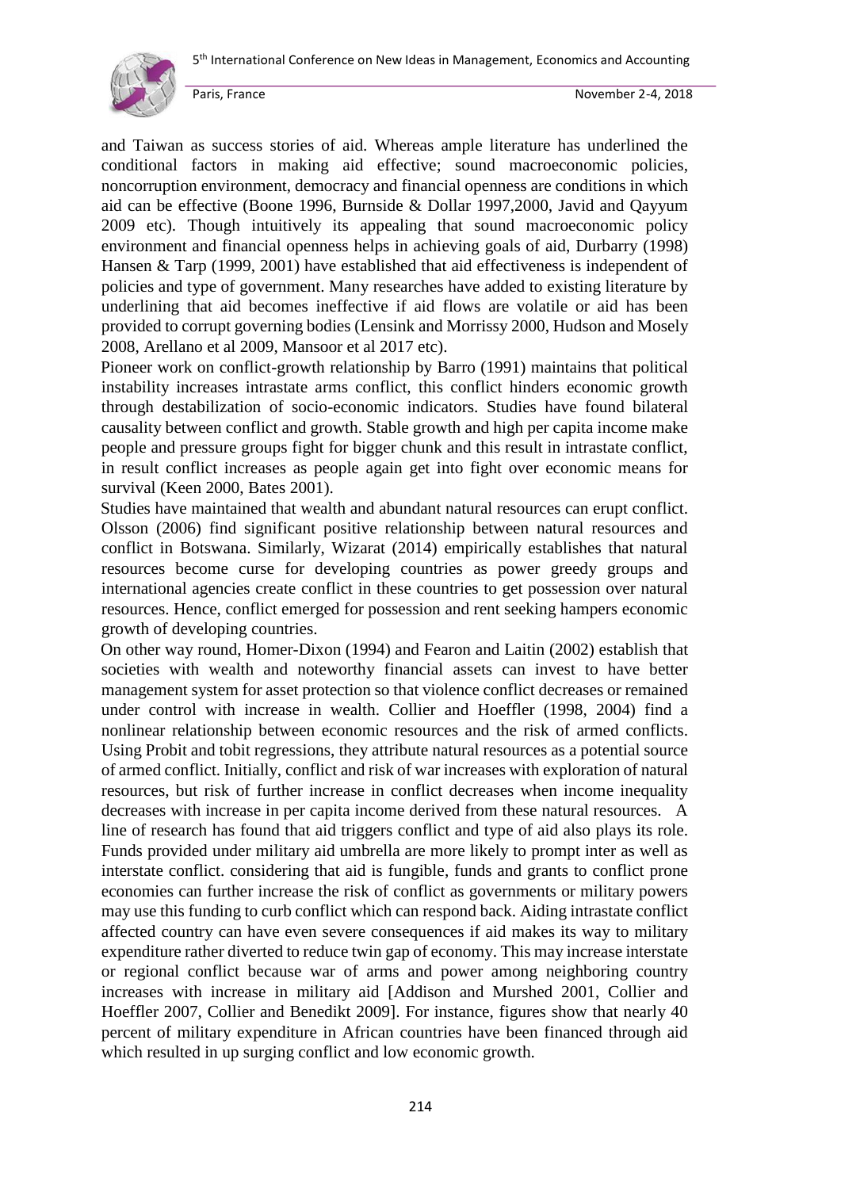and Taiwan as success stories of aid. Whereas ample literature has underlined the conditional factors in making aid effective; sound macroeconomic policies, noncorruption environment, democracy and financial openness are conditions in which aid can be effective (Boone 1996, Burnside & Dollar 1997,2000, Javid and Qayyum 2009 etc). Though intuitively its appealing that sound macroeconomic policy environment and financial openness helps in achieving goals of aid, Durbarry (1998) Hansen & Tarp (1999, 2001) have established that aid effectiveness is independent of policies and type of government. Many researches have added to existing literature by underlining that aid becomes ineffective if aid flows are volatile or aid has been provided to corrupt governing bodies (Lensink and Morrissy 2000, Hudson and Mosely 2008, Arellano et al 2009, Mansoor et al 2017 etc).

Pioneer work on conflict-growth relationship by Barro (1991) maintains that political instability increases intrastate arms conflict, this conflict hinders economic growth through destabilization of socio-economic indicators. Studies have found bilateral causality between conflict and growth. Stable growth and high per capita income make people and pressure groups fight for bigger chunk and this result in intrastate conflict, in result conflict increases as people again get into fight over economic means for survival (Keen 2000, Bates 2001).

Studies have maintained that wealth and abundant natural resources can erupt conflict. Olsson (2006) find significant positive relationship between natural resources and conflict in Botswana. Similarly, Wizarat (2014) empirically establishes that natural resources become curse for developing countries as power greedy groups and international agencies create conflict in these countries to get possession over natural resources. Hence, conflict emerged for possession and rent seeking hampers economic growth of developing countries.

On other way round, Homer-Dixon (1994) and Fearon and Laitin (2002) establish that societies with wealth and noteworthy financial assets can invest to have better management system for asset protection so that violence conflict decreases or remained under control with increase in wealth. Collier and Hoeffler (1998, 2004) find a nonlinear relationship between economic resources and the risk of armed conflicts. Using Probit and tobit regressions, they attribute natural resources as a potential source of armed conflict. Initially, conflict and risk of war increases with exploration of natural resources, but risk of further increase in conflict decreases when income inequality decreases with increase in per capita income derived from these natural resources. A line of research has found that aid triggers conflict and type of aid also plays its role. Funds provided under military aid umbrella are more likely to prompt inter as well as interstate conflict. considering that aid is fungible, funds and grants to conflict prone economies can further increase the risk of conflict as governments or military powers may use this funding to curb conflict which can respond back. Aiding intrastate conflict affected country can have even severe consequences if aid makes its way to military expenditure rather diverted to reduce twin gap of economy. This may increase interstate or regional conflict because war of arms and power among neighboring country increases with increase in military aid [Addison and Murshed 2001, Collier and Hoeffler 2007, Collier and Benedikt 2009]. For instance, figures show that nearly 40 percent of military expenditure in African countries have been financed through aid which resulted in up surging conflict and low economic growth.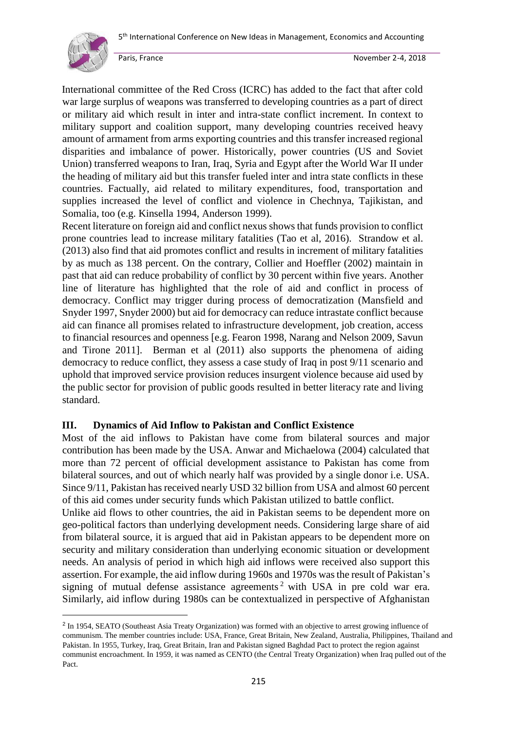International committee of the Red Cross (ICRC) has added to the fact that after cold war large surplus of weapons was transferred to developing countries as a part of direct or military aid which result in inter and intra-state conflict increment. In context to military support and coalition support, many developing countries received heavy amount of armament from arms exporting countries and this transfer increased regional disparities and imbalance of power. Historically, power countries (US and Soviet Union) transferred weapons to Iran, Iraq, Syria and Egypt after the World War II under the heading of military aid but this transfer fueled inter and intra state conflicts in these countries. Factually, aid related to military expenditures, food, transportation and supplies increased the level of conflict and violence in Chechnya, Tajikistan, and Somalia, too (e.g. Kinsella 1994, Anderson 1999).

Recent literature on foreign aid and conflict nexus shows that funds provision to conflict prone countries lead to increase military fatalities (Tao et al, 2016). Strandow et al. (2013) also find that aid promotes conflict and results in increment of military fatalities by as much as 138 percent. On the contrary, Collier and Hoeffler (2002) maintain in past that aid can reduce probability of conflict by 30 percent within five years. Another line of literature has highlighted that the role of aid and conflict in process of democracy. Conflict may trigger during process of democratization (Mansfield and Snyder 1997, Snyder 2000) but aid for democracy can reduce intrastate conflict because aid can finance all promises related to infrastructure development, job creation, access to financial resources and openness [e.g. Fearon 1998, Narang and Nelson 2009, Savun and Tirone 2011]. Berman et al (2011) also supports the phenomena of aiding democracy to reduce conflict, they assess a case study of Iraq in post 9/11 scenario and uphold that improved service provision reduces insurgent violence because aid used by the public sector for provision of public goods resulted in better literacy rate and living standard.

## III. Dynamics of Aid Inflow to Pakistan and Conflict Existence

Most of the aid inflows to Pakistan have come from bilateral sources and major contribution has been made by the USA. Anwar and Michaelowa (2004) calculated that more than 72 percent of official development assistance to Pakistan has come from bilateral sources, and out of which nearly half was provided by a single donor i.e. USA. Since 9/11, Pakistan has received nearly USD 32 billion from USA and almost 60 percent of this aid comes under security funds which Pakistan utilized to battle conflict.

Unlike aid flows to other countries, the aid in Pakistan seems to be dependent more on geo-political factors than underlying development needs. Considering large share of aid from bilateral source, it is argued that aid in Pakistan appears to be dependent more on security and military consideration than underlying economic situation or development needs. An analysis of period in which high aid inflows were received also support this assertion. For example, the aid inflow during 1960s and 1970s was the result of Pakistan's signing of mutual defense assistance agreements[2] with USA in pre cold war era. Similarly, aid inflow during 1980s can be contextualized in perspective of Afghanistan

[2] In 1954, SEATO (Southeast Asia Treaty Organization) was formed with an objective to arrest growing influence of communism. The member countries include: USA, France, Great Britain, New Zealand, Australia, Philippines, Thailand and Pakistan. In 1955, Turkey, Iraq, Great Britain, Iran and Pakistan signed Baghdad Pact to protect the region against communist encroachment. In 1959, it was named as CENTO (the Central Treaty Organization) when Iraq pulled out of the Pact.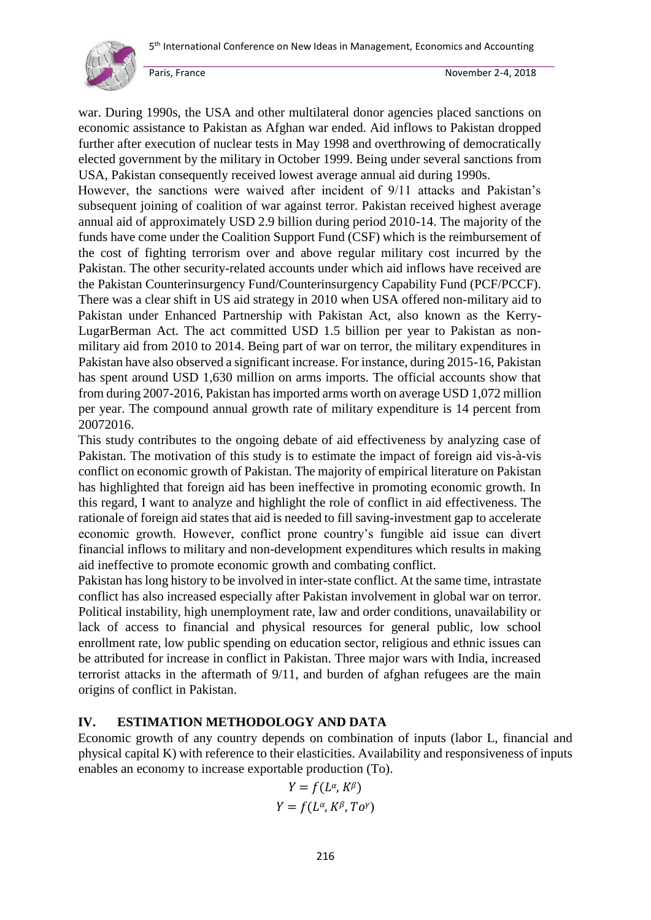war. During 1990s, the USA and other multilateral donor agencies placed sanctions on economic assistance to Pakistan as Afghan war ended. Aid inflows to Pakistan dropped further after execution of nuclear tests in May 1998 and overthrowing of democratically elected government by the military in October 1999. Being under several sanctions from USA, Pakistan consequently received lowest average annual aid during 1990s.

However, the sanctions were waived after incident of 9/11 attacks and Pakistan's subsequent joining of coalition of war against terror. Pakistan received highest average annual aid of approximately USD 2.9 billion during period 2010-14. The majority of the funds have come under the Coalition Support Fund (CSF) which is the reimbursement of the cost of fighting terrorism over and above regular military cost incurred by the Pakistan. The other security-related accounts under which aid inflows have received are the Pakistan Counterinsurgency Fund/Counterinsurgency Capability Fund (PCF/PCCF). There was a clear shift in US aid strategy in 2010 when USA offered non-military aid to Pakistan under Enhanced Partnership with Pakistan Act, also known as the Kerry-LugarBerman Act. The act committed USD 1.5 billion per year to Pakistan as non-military aid from 2010 to 2014. Being part of war on terror, the military expenditures in Pakistan have also observed a significant increase. For instance, during 2015-16, Pakistan has spent around USD 1,630 million on arms imports. The official accounts show that from during 2007-2016, Pakistan has imported arms worth on average USD 1,072 million per year. The compound annual growth rate of military expenditure is 14 percent from 20072016.

This study contributes to the ongoing debate of aid effectiveness by analyzing case of Pakistan. The motivation of this study is to estimate the impact of foreign aid vis-à-vis conflict on economic growth of Pakistan. The majority of empirical literature on Pakistan has highlighted that foreign aid has been ineffective in promoting economic growth. In this regard, I want to analyze and highlight the role of conflict in aid effectiveness. The rationale of foreign aid states that aid is needed to fill saving-investment gap to accelerate economic growth. However, conflict prone country's fungible aid issue can divert financial inflows to military and non-development expenditures which results in making aid ineffective to promote economic growth and combating conflict.

Pakistan has long history to be involved in inter-state conflict. At the same time, intrastate conflict has also increased especially after Pakistan involvement in global war on terror. Political instability, high unemployment rate, law and order conditions, unavailability or lack of access to financial and physical resources for general public, low school enrollment rate, low public spending on education sector, religious and ethnic issues can be attributed for increase in conflict in Pakistan. Three major wars with India, increased terrorist attacks in the aftermath of 9/11, and burden of afghan refugees are the main origins of conflict in Pakistan.

## IV. ESTIMATION METHODOLOGY AND DATA

Economic growth of any country depends on combination of inputs (labor L, financial and physical capital K) with reference to their elasticities. Availability and responsiveness of inputs enables an economy to increase exportable production (To).

$$Y = f(L^{\alpha}, K^{\beta})$$

$$Y = f(L^{\alpha}, K^{\beta}, To^{\gamma})$$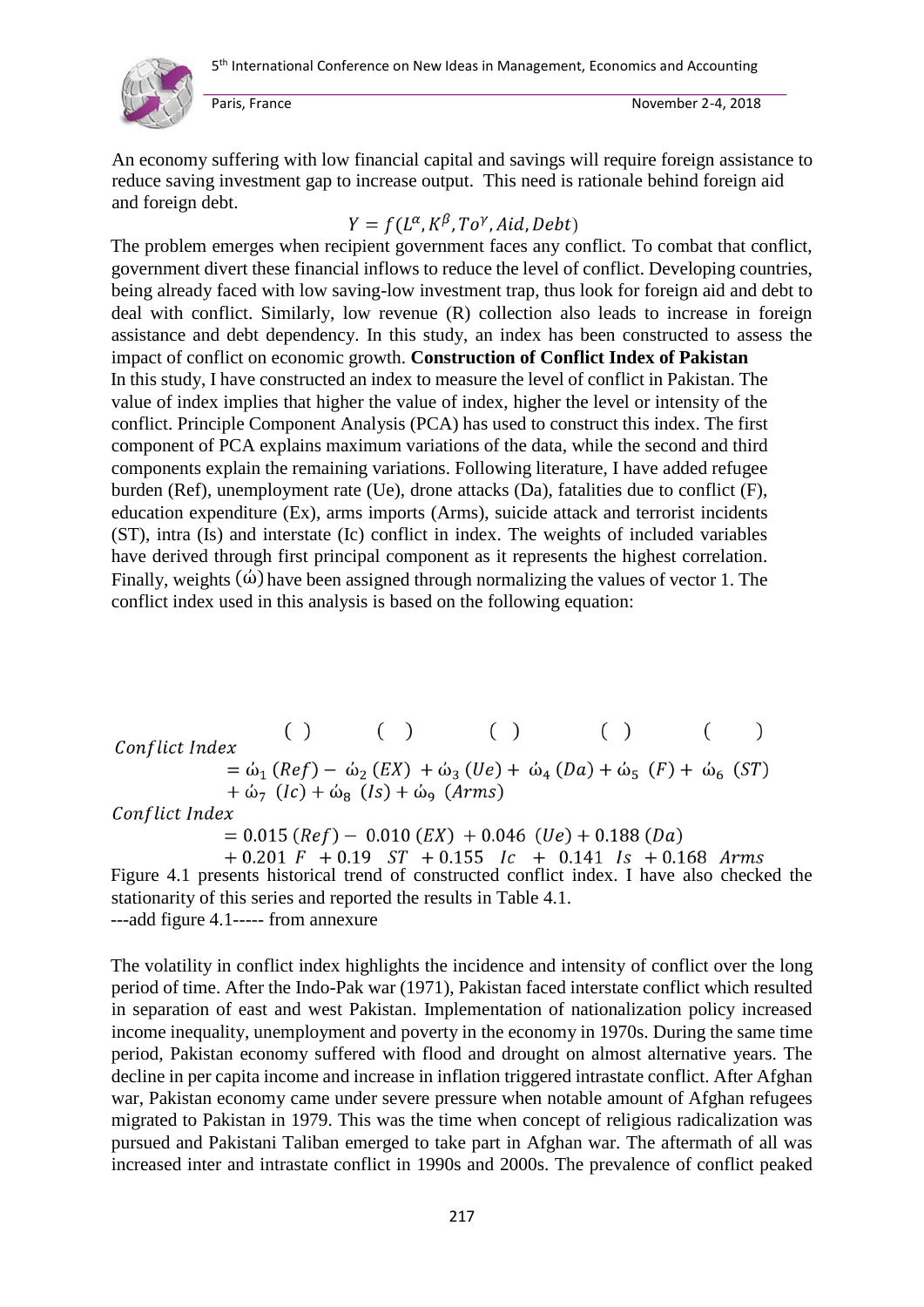An economy suffering with low financial capital and savings will require foreign assistance to reduce saving investment gap to increase output. This need is rationale behind foreign aid and foreign debt.

$$Y = f(L^{\alpha}, K^{\beta}, To^{\gamma}, Aid, Debt)$$

The problem emerges when recipient government faces any conflict. To combat that conflict, government divert these financial inflows to reduce the level of conflict. Developing countries, being already faced with low saving-low investment trap, thus look for foreign aid and debt to deal with conflict. Similarly, low revenue (R) collection also leads to increase in foreign assistance and debt dependency. In this study, an index has been constructed to assess the impact of conflict on economic growth. **Construction of Conflict Index of Pakistan**

In this study, I have constructed an index to measure the level of conflict in Pakistan. The value of index implies that higher the value of index, higher the level or intensity of the conflict. Principle Component Analysis (PCA) has used to construct this index. The first component of PCA explains maximum variations of the data, while the second and third components explain the remaining variations. Following literature, I have added refugee burden (Ref), unemployment rate (Ue), drone attacks (Da), fatalities due to conflict (F), education expenditure (Ex), arms imports (Arms), suicide attack and terrorist incidents (ST), intra (Is) and interstate (Ic) conflict in index. The weights of included variables have derived through first principal component as it represents the highest correlation. Finally, weights $(\acute{\omega})$ have been assigned through normalizing the values of vector 1. The conflict index used in this analysis is based on the following equation:

$$\begin{aligned} Conflict\ Index &= \acute{\omega}_1 (Ref) - \acute{\omega}_2 (EX) + \acute{\omega}_3 (Ue) + \acute{\omega}_4 (Da) + \acute{\omega}_5 (F) + \acute{\omega}_6 (ST) \\ &\quad + \acute{\omega}_7 (Ic) + \acute{\omega}_8 (Is) + \acute{\omega}_9 (Arms) \end{aligned}$$

$$\begin{aligned} Conflict\ Index &= 0.015 (Ref) - 0.010 (EX) + 0.046 (Ue) + 0.188 (Da) \\ &\quad + 0.201\ F + 0.19\ ST + 0.155\ Ic + 0.141\ Is + 0.168\ Arms \end{aligned}$$

Figure 4.1 presents historical trend of constructed conflict index. I have also checked the stationarity of this series and reported the results in Table 4.1.

---add figure 4.1----- from annexure

The volatility in conflict index highlights the incidence and intensity of conflict over the long period of time. After the Indo-Pak war (1971), Pakistan faced interstate conflict which resulted in separation of east and west Pakistan. Implementation of nationalization policy increased income inequality, unemployment and poverty in the economy in 1970s. During the same time period, Pakistan economy suffered with flood and drought on almost alternative years. The decline in per capita income and increase in inflation triggered intrastate conflict. After Afghan war, Pakistan economy came under severe pressure when notable amount of Afghan refugees migrated to Pakistan in 1979. This was the time when concept of religious radicalization was pursued and Pakistani Taliban emerged to take part in Afghan war. The aftermath of all was increased inter and intrastate conflict in 1990s and 2000s. The prevalence of conflict peaked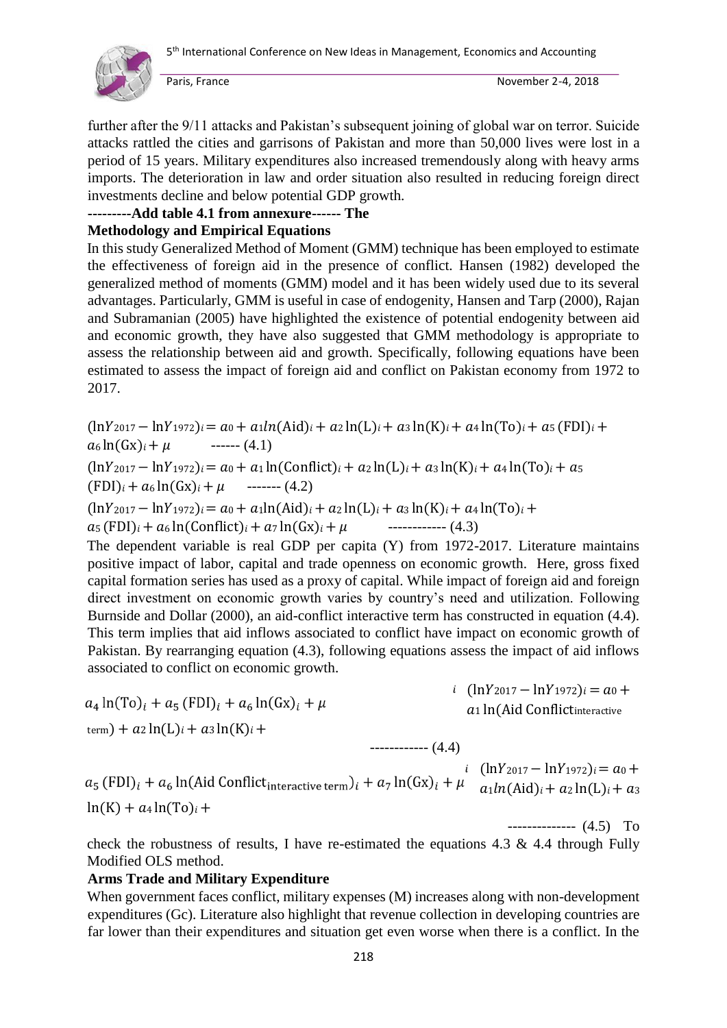further after the 9/11 attacks and Pakistan's subsequent joining of global war on terror. Suicide attacks rattled the cities and garrisons of Pakistan and more than 50,000 lives were lost in a period of 15 years. Military expenditures also increased tremendously along with heavy arms imports. The deterioration in law and order situation also resulted in reducing foreign direct investments decline and below potential GDP growth.

**---------Add table 4.1 from annexure------ The**

**Methodology and Empirical Equations**

In this study Generalized Method of Moment (GMM) technique has been employed to estimate the effectiveness of foreign aid in the presence of conflict. Hansen (1982) developed the generalized method of moments (GMM) model and it has been widely used due to its several advantages. Particularly, GMM is useful in case of endogenity, Hansen and Tarp (2000), Rajan and Subramanian (2005) have highlighted the existence of potential endogenity between aid and economic growth, they have also suggested that GMM methodology is appropriate to assess the relationship between aid and growth. Specifically, following equations have been estimated to assess the impact of foreign aid and conflict on Pakistan economy from 1972 to 2017.

$$(\ln Y_{2017} - \ln Y_{1972})_i = a_0 + a_1 ln(\text{Aid})_i + a_2 \ln(\text{L})_i + a_3 \ln(\text{K})_i + a_4 \ln(\text{To})_i + a_5 (\text{FDI})_i + a_6 \ln(\text{Gx})_i + \mu \quad \text{------ (4.1)}$$

$$(\ln Y_{2017} - \ln Y_{1972})_i = a_0 + a_1 \ln(\text{Conflict})_i + a_2 \ln(\text{L})_i + a_3 \ln(\text{K})_i + a_4 \ln(\text{To})_i + a_5 (\text{FDI})_i + a_6 \ln(\text{Gx})_i + \mu \quad \text{------- (4.2)}$$

$$(\ln Y_{2017} - \ln Y_{1972})_i = a_0 + a_1 \ln(\text{Aid})_i + a_2 \ln(\text{L})_i + a_3 \ln(\text{K})_i + a_4 \ln(\text{To})_i + a_5 (\text{FDI})_i + a_6 \ln(\text{Conflict})_i + a_7 \ln(\text{Gx})_i + \mu \quad \text{------------ (4.3)}$$

The dependent variable is real GDP per capita (Y) from 1972-2017. Literature maintains positive impact of labor, capital and trade openness on economic growth. Here, gross fixed capital formation series has used as a proxy of capital. While impact of foreign aid and foreign direct investment on economic growth varies by country's need and utilization. Following Burnside and Dollar (2000), an aid-conflict interactive term has constructed in equation (4.4). This term implies that aid inflows associated to conflict have impact on economic growth of Pakistan. By rearranging equation (4.3), following equations assess the impact of aid inflows associated to conflict on economic growth.

$$(\ln Y_{2017} - \ln Y_{1972})_i = a_0 + a_1 \ln(\text{Aid Conflict}_{\text{interactive term}}) + a_2 \ln(\text{L})_i + a_3 \ln(\text{K})_i + a_4 \ln(\text{To})_i + a_5 (\text{FDI})_i + a_6 \ln(\text{Gx})_i + \mu \quad \text{------------ (4.4)}$$

$$(\ln Y_{2017} - \ln Y_{1972})_i = a_0 + a_1 ln(\text{Aid})_i + a_2 \ln(\text{L})_i + a_3 \ln(\text{K}) + a_4 \ln(\text{To})_i + a_5 (\text{FDI})_i + a_6 \ln(\text{Aid Conflict}_{\text{interactive term}})_i + a_7 \ln(\text{Gx})_i + \mu \quad \text{-------------- (4.5)}$$

To check the robustness of results, I have re-estimated the equations 4.3 & 4.4 through Fully Modified OLS method.

**Arms Trade and Military Expenditure**

When government faces conflict, military expenses (M) increases along with non-development expenditures (Gc). Literature also highlight that revenue collection in developing countries are far lower than their expenditures and situation get even worse when there is a conflict. In the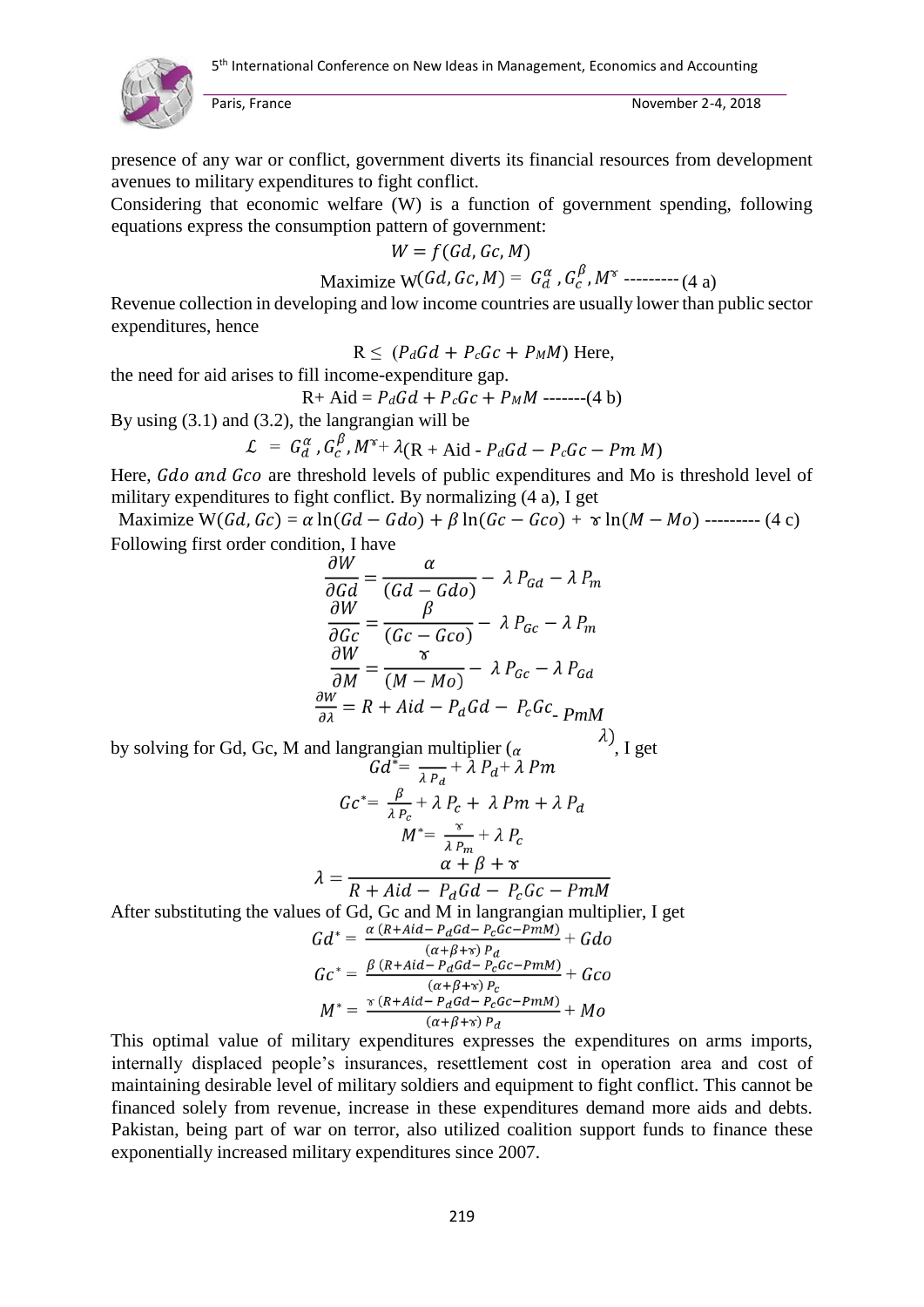presence of any war or conflict, government diverts its financial resources from development avenues to military expenditures to fight conflict.

Considering that economic welfare (W) is a function of government spending, following equations express the consumption pattern of government:

$$W = f(Gd, Gc, M)$$

$$\text{Maximize W}(Gd, Gc, M) = G_d^{\alpha}, G_c^{\beta}, M^{\gamma} \text{ --------- (4 a)}$$

Revenue collection in developing and low income countries are usually lower than public sector expenditures, hence

$$R \leq (P_d Gd + P_c Gc + P_M M)$$ Here,

the need for aid arises to fill income-expenditure gap.

$$R + \text{Aid} = P_d Gd + P_c Gc + P_M M \text{ -------(4 b)}$$

By using (3.1) and (3.2), the langrangian will be

$$\mathcal{L} = G_d^{\alpha}, G_c^{\beta}, M^{\gamma} + \lambda(R + \text{Aid} - P_d Gd - P_c Gc - Pm\, M)$$

Here, $Gdo$ *and* $Gco$ are threshold levels of public expenditures and Mo is threshold level of military expenditures to fight conflict. By normalizing (4 a), I get

$$\text{Maximize W}(Gd, Gc) = \alpha \ln(Gd - Gdo) + \beta \ln(Gc - Gco) + \gamma \ln(M - Mo) \text{ --------- (4 c)}$$

Following first order condition, I have

$$\frac{\partial W}{\partial Gd} = \frac{\alpha}{(Gd - Gdo)} - \lambda P_{Gd} - \lambda P_m$$

$$\frac{\partial W}{\partial Gc} = \frac{\beta}{(Gc - Gco)} - \lambda P_{Gc} - \lambda P_m$$

$$\frac{\partial W}{\partial M} = \frac{\gamma}{(M - Mo)} - \lambda P_{Gc} - \lambda P_{Gd}$$

$$\frac{\partial W}{\partial \lambda} = R + Aid - P_d Gd - P_c Gc - PmM$$

by solving for Gd, Gc, M and langrangian multiplier ($\alpha$ $\lambda$), I get

$$Gd^{*} = \frac{}{\lambda P_d} + \lambda P_d + \lambda Pm$$

$$Gc^{*} = \frac{\beta}{\lambda P_c} + \lambda P_c + \lambda Pm + \lambda P_d$$

$$M^{*} = \frac{\gamma}{\lambda P_m} + \lambda P_c$$

$$\lambda = \frac{\alpha + \beta + \gamma}{R + Aid - P_d Gd - P_c Gc - PmM}$$

After substituting the values of Gd, Gc and M in langrangian multiplier, I get

$$Gd^{*} = \frac{\alpha\,(R + Aid - P_d Gd - P_c Gc - PmM)}{(\alpha + \beta + \gamma)\, P_d} + Gdo$$

$$Gc^{*} = \frac{\beta\,(R + Aid - P_d Gd - P_c Gc - PmM)}{(\alpha + \beta + \gamma)\, P_c} + Gco$$

$$M^{*} = \frac{\gamma\,(R + Aid - P_d Gd - P_c Gc - PmM)}{(\alpha + \beta + \gamma)\, P_d} + Mo$$

This optimal value of military expenditures expresses the expenditures on arms imports, internally displaced people's insurances, resettlement cost in operation area and cost of maintaining desirable level of military soldiers and equipment to fight conflict. This cannot be financed solely from revenue, increase in these expenditures demand more aids and debts. Pakistan, being part of war on terror, also utilized coalition support funds to finance these exponentially increased military expenditures since 2007.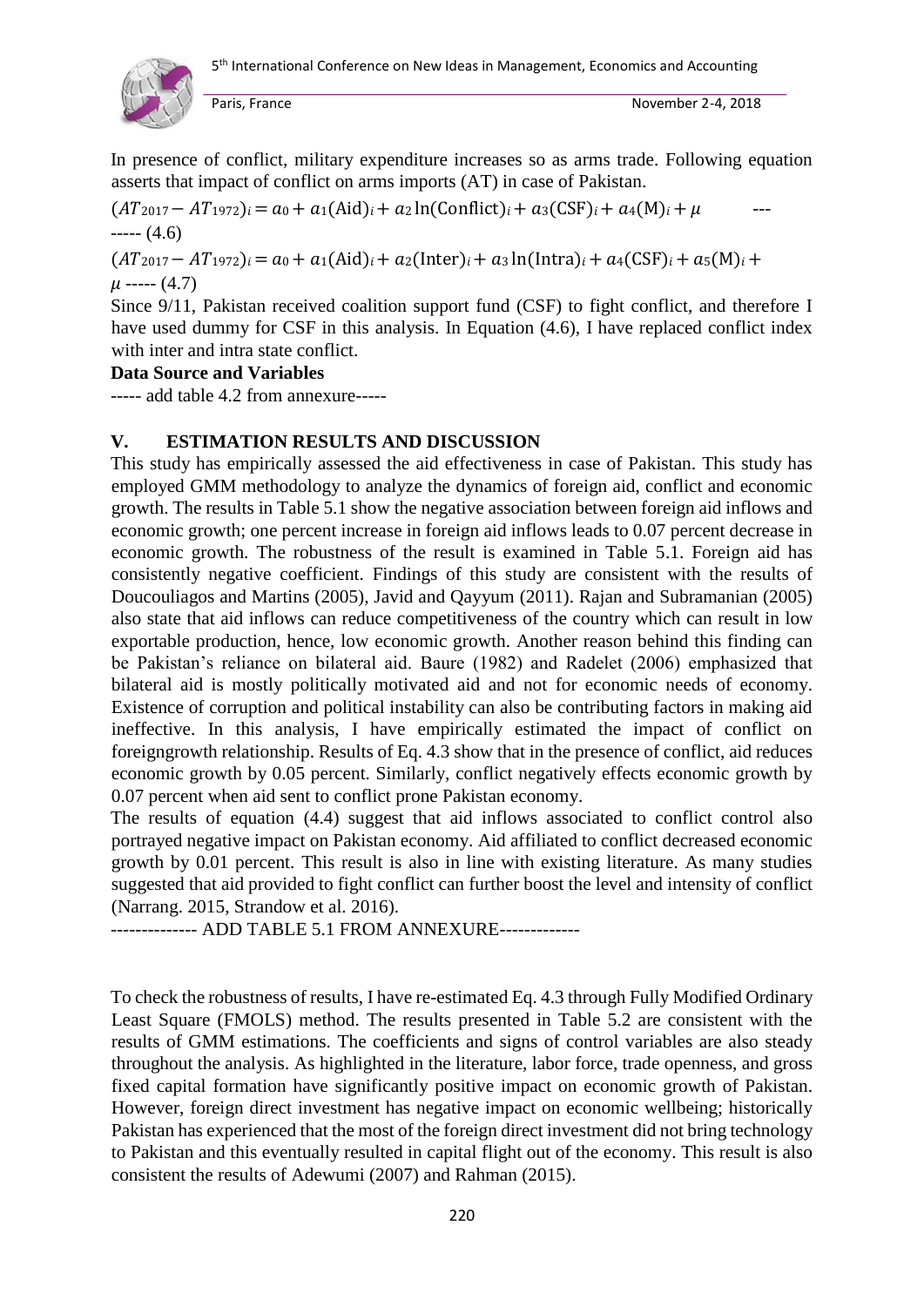In presence of conflict, military expenditure increases so as arms trade. Following equation asserts that impact of conflict on arms imports (AT) in case of Pakistan.

$$(AT_{2017} - AT_{1972})_i = a_0 + a_1(\text{Aid})_i + a_2 \ln(\text{Conflict})_i + a_3(\text{CSF})_i + a_4(\text{M})_i + \mu \quad \text{-------- (4.6)}$$

$$(AT_{2017} - AT_{1972})_i = a_0 + a_1(\text{Aid})_i + a_2(\text{Inter})_i + a_3 \ln(\text{Intra})_i + a_4(\text{CSF})_i + a_5(\text{M})_i + \mu \text{ ----- (4.7)}$$

Since 9/11, Pakistan received coalition support fund (CSF) to fight conflict, and therefore I have used dummy for CSF in this analysis. In Equation (4.6), I have replaced conflict index with inter and intra state conflict.

**Data Source and Variables**

----- add table 4.2 from annexure-----

## V. ESTIMATION RESULTS AND DISCUSSION

This study has empirically assessed the aid effectiveness in case of Pakistan. This study has employed GMM methodology to analyze the dynamics of foreign aid, conflict and economic growth. The results in Table 5.1 show the negative association between foreign aid inflows and economic growth; one percent increase in foreign aid inflows leads to 0.07 percent decrease in economic growth. The robustness of the result is examined in Table 5.1. Foreign aid has consistently negative coefficient. Findings of this study are consistent with the results of Doucouliagos and Martins (2005), Javid and Qayyum (2011). Rajan and Subramanian (2005) also state that aid inflows can reduce competitiveness of the country which can result in low exportable production, hence, low economic growth. Another reason behind this finding can be Pakistan's reliance on bilateral aid. Baure (1982) and Radelet (2006) emphasized that bilateral aid is mostly politically motivated aid and not for economic needs of economy. Existence of corruption and political instability can also be contributing factors in making aid ineffective. In this analysis, I have empirically estimated the impact of conflict on foreigngrowth relationship. Results of Eq. 4.3 show that in the presence of conflict, aid reduces economic growth by 0.05 percent. Similarly, conflict negatively effects economic growth by 0.07 percent when aid sent to conflict prone Pakistan economy.

The results of equation (4.4) suggest that aid inflows associated to conflict control also portrayed negative impact on Pakistan economy. Aid affiliated to conflict decreased economic growth by 0.01 percent. This result is also in line with existing literature. As many studies suggested that aid provided to fight conflict can further boost the level and intensity of conflict (Narrang. 2015, Strandow et al. 2016).

------------- ADD TABLE 5.1 FROM ANNEXURE-------------

To check the robustness of results, I have re-estimated Eq. 4.3 through Fully Modified Ordinary Least Square (FMOLS) method. The results presented in Table 5.2 are consistent with the results of GMM estimations. The coefficients and signs of control variables are also steady throughout the analysis. As highlighted in the literature, labor force, trade openness, and gross fixed capital formation have significantly positive impact on economic growth of Pakistan. However, foreign direct investment has negative impact on economic wellbeing; historically Pakistan has experienced that the most of the foreign direct investment did not bring technology to Pakistan and this eventually resulted in capital flight out of the economy. This result is also consistent the results of Adewumi (2007) and Rahman (2015).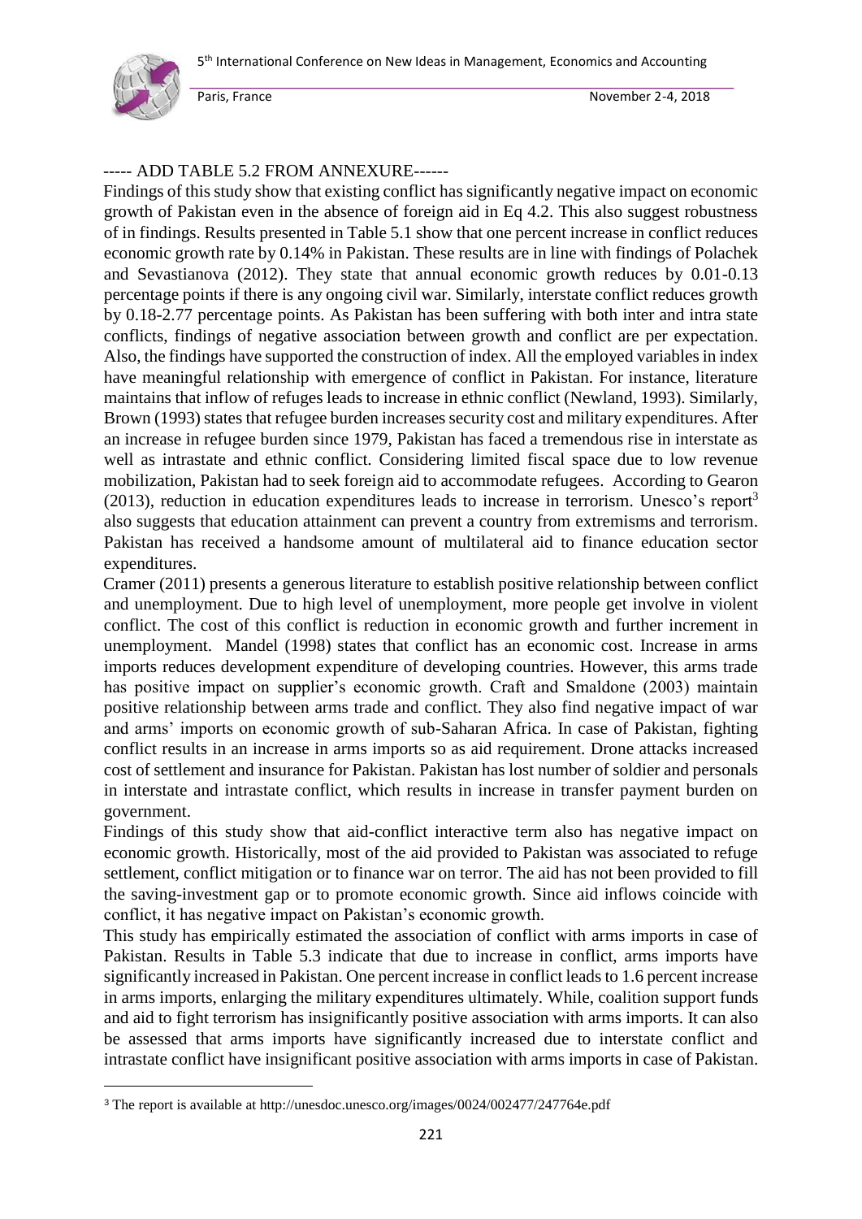----- ADD TABLE 5.2 FROM ANNEXURE------

Findings of this study show that existing conflict has significantly negative impact on economic growth of Pakistan even in the absence of foreign aid in Eq 4.2. This also suggest robustness of in findings. Results presented in Table 5.1 show that one percent increase in conflict reduces economic growth rate by 0.14% in Pakistan. These results are in line with findings of Polachek and Sevastianova (2012). They state that annual economic growth reduces by 0.01-0.13 percentage points if there is any ongoing civil war. Similarly, interstate conflict reduces growth by 0.18-2.77 percentage points. As Pakistan has been suffering with both inter and intra state conflicts, findings of negative association between growth and conflict are per expectation. Also, the findings have supported the construction of index. All the employed variables in index have meaningful relationship with emergence of conflict in Pakistan. For instance, literature maintains that inflow of refuges leads to increase in ethnic conflict (Newland, 1993). Similarly, Brown (1993) states that refugee burden increases security cost and military expenditures. After an increase in refugee burden since 1979, Pakistan has faced a tremendous rise in interstate as well as intrastate and ethnic conflict. Considering limited fiscal space due to low revenue mobilization, Pakistan had to seek foreign aid to accommodate refugees. According to Gearon (2013), reduction in education expenditures leads to increase in terrorism. Unesco's report[3] also suggests that education attainment can prevent a country from extremisms and terrorism. Pakistan has received a handsome amount of multilateral aid to finance education sector expenditures.

Cramer (2011) presents a generous literature to establish positive relationship between conflict and unemployment. Due to high level of unemployment, more people get involve in violent conflict. The cost of this conflict is reduction in economic growth and further increment in unemployment. Mandel (1998) states that conflict has an economic cost. Increase in arms imports reduces development expenditure of developing countries. However, this arms trade has positive impact on supplier's economic growth. Craft and Smaldone (2003) maintain positive relationship between arms trade and conflict. They also find negative impact of war and arms' imports on economic growth of sub-Saharan Africa. In case of Pakistan, fighting conflict results in an increase in arms imports so as aid requirement. Drone attacks increased cost of settlement and insurance for Pakistan. Pakistan has lost number of soldier and personals in interstate and intrastate conflict, which results in increase in transfer payment burden on government.

Findings of this study show that aid-conflict interactive term also has negative impact on economic growth. Historically, most of the aid provided to Pakistan was associated to refuge settlement, conflict mitigation or to finance war on terror. The aid has not been provided to fill the saving-investment gap or to promote economic growth. Since aid inflows coincide with conflict, it has negative impact on Pakistan's economic growth.

This study has empirically estimated the association of conflict with arms imports in case of Pakistan. Results in Table 5.3 indicate that due to increase in conflict, arms imports have significantly increased in Pakistan. One percent increase in conflict leads to 1.6 percent increase in arms imports, enlarging the military expenditures ultimately. While, coalition support funds and aid to fight terrorism has insignificantly positive association with arms imports. It can also be assessed that arms imports have significantly increased due to interstate conflict and intrastate conflict have insignificant positive association with arms imports in case of Pakistan.

[3] The report is available at http://unesdoc.unesco.org/images/0024/002477/247764e.pdf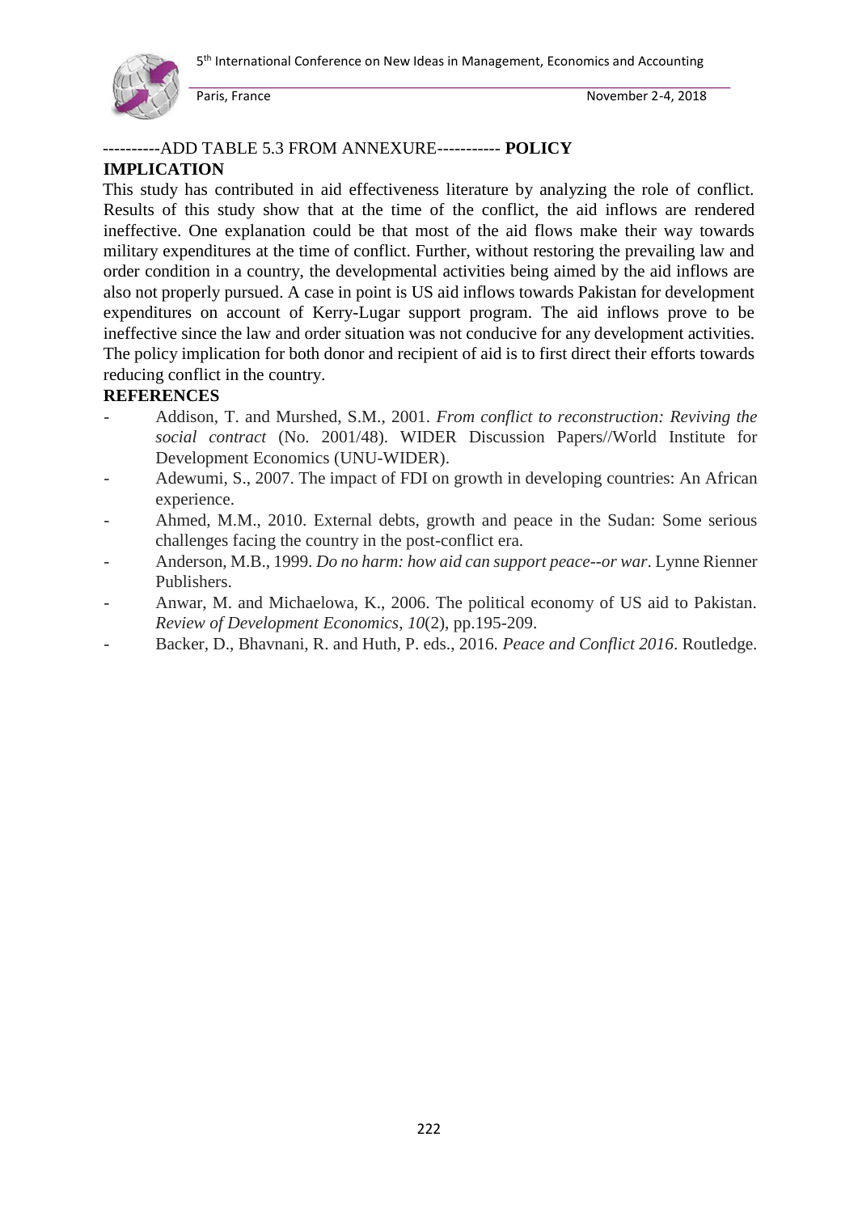----------ADD TABLE 5.3 FROM ANNEXURE----------- **POLICY IMPLICATION**

This study has contributed in aid effectiveness literature by analyzing the role of conflict. Results of this study show that at the time of the conflict, the aid inflows are rendered ineffective. One explanation could be that most of the aid flows make their way towards military expenditures at the time of conflict. Further, without restoring the prevailing law and order condition in a country, the developmental activities being aimed by the aid inflows are also not properly pursued. A case in point is US aid inflows towards Pakistan for development expenditures on account of Kerry-Lugar support program. The aid inflows prove to be ineffective since the law and order situation was not conducive for any development activities. The policy implication for both donor and recipient of aid is to first direct their efforts towards reducing conflict in the country.

**REFERENCES**

- Addison, T. and Murshed, S.M., 2001. *From conflict to reconstruction: Reviving the social contract* (No. 2001/48). WIDER Discussion Papers//World Institute for Development Economics (UNU-WIDER).
- Adewumi, S., 2007. The impact of FDI on growth in developing countries: An African experience.
- Ahmed, M.M., 2010. External debts, growth and peace in the Sudan: Some serious challenges facing the country in the post-conflict era.
- Anderson, M.B., 1999. *Do no harm: how aid can support peace--or war*. Lynne Rienner Publishers.
- Anwar, M. and Michaelowa, K., 2006. The political economy of US aid to Pakistan. *Review of Development Economics*, *10*(2), pp.195-209.
- Backer, D., Bhavnani, R. and Huth, P. eds., 2016. *Peace and Conflict 2016*. Routledge.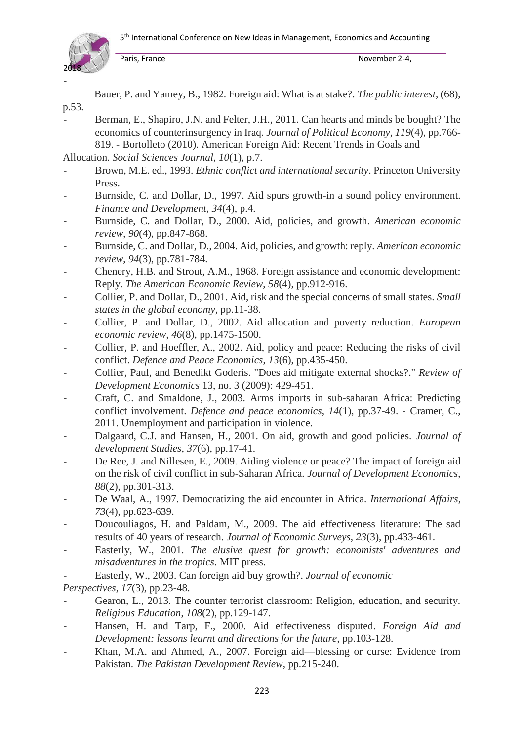- Bauer, P. and Yamey, B., 1982. Foreign aid: What is at stake?. *The public interest*, (68), p.53.
- Berman, E., Shapiro, J.N. and Felter, J.H., 2011. Can hearts and minds be bought? The economics of counterinsurgency in Iraq. *Journal of Political Economy*, *119*(4), pp.766-819.
- Bortolleto (2010). American Foreign Aid: Recent Trends in Goals and Allocation. *Social Sciences Journal*, *10*(1), p.7.
- Brown, M.E. ed., 1993. *Ethnic conflict and international security*. Princeton University Press.
- Burnside, C. and Dollar, D., 1997. Aid spurs growth-in a sound policy environment. *Finance and Development*, *34*(4), p.4.
- Burnside, C. and Dollar, D., 2000. Aid, policies, and growth. *American economic review*, *90*(4), pp.847-868.
- Burnside, C. and Dollar, D., 2004. Aid, policies, and growth: reply. *American economic review*, *94*(3), pp.781-784.
- Chenery, H.B. and Strout, A.M., 1968. Foreign assistance and economic development: Reply. *The American Economic Review*, *58*(4), pp.912-916.
- Collier, P. and Dollar, D., 2001. Aid, risk and the special concerns of small states. *Small states in the global economy*, pp.11-38.
- Collier, P. and Dollar, D., 2002. Aid allocation and poverty reduction. *European economic review*, *46*(8), pp.1475-1500.
- Collier, P. and Hoeffler, A., 2002. Aid, policy and peace: Reducing the risks of civil conflict. *Defence and Peace Economics*, *13*(6), pp.435-450.
- Collier, Paul, and Benedikt Goderis. "Does aid mitigate external shocks?." *Review of Development Economics* 13, no. 3 (2009): 429-451.
- Craft, C. and Smaldone, J., 2003. Arms imports in sub-saharan Africa: Predicting conflict involvement. *Defence and peace economics*, *14*(1), pp.37-49.
- Cramer, C., 2011. Unemployment and participation in violence.
- Dalgaard, C.J. and Hansen, H., 2001. On aid, growth and good policies. *Journal of development Studies*, *37*(6), pp.17-41.
- De Ree, J. and Nillesen, E., 2009. Aiding violence or peace? The impact of foreign aid on the risk of civil conflict in sub-Saharan Africa. *Journal of Development Economics*, *88*(2), pp.301-313.
- De Waal, A., 1997. Democratizing the aid encounter in Africa. *International Affairs*, *73*(4), pp.623-639.
- Doucouliagos, H. and Paldam, M., 2009. The aid effectiveness literature: The sad results of 40 years of research. *Journal of Economic Surveys*, *23*(3), pp.433-461.
- Easterly, W., 2001. *The elusive quest for growth: economists' adventures and misadventures in the tropics*. MIT press.
- Easterly, W., 2003. Can foreign aid buy growth?. *Journal of economic Perspectives*, *17*(3), pp.23-48.
- Gearon, L., 2013. The counter terrorist classroom: Religion, education, and security. *Religious Education*, *108*(2), pp.129-147.
- Hansen, H. and Tarp, F., 2000. Aid effectiveness disputed. *Foreign Aid and Development: lessons learnt and directions for the future*, pp.103-128.
- Khan, M.A. and Ahmed, A., 2007. Foreign aid—blessing or curse: Evidence from Pakistan. *The Pakistan Development Review*, pp.215-240.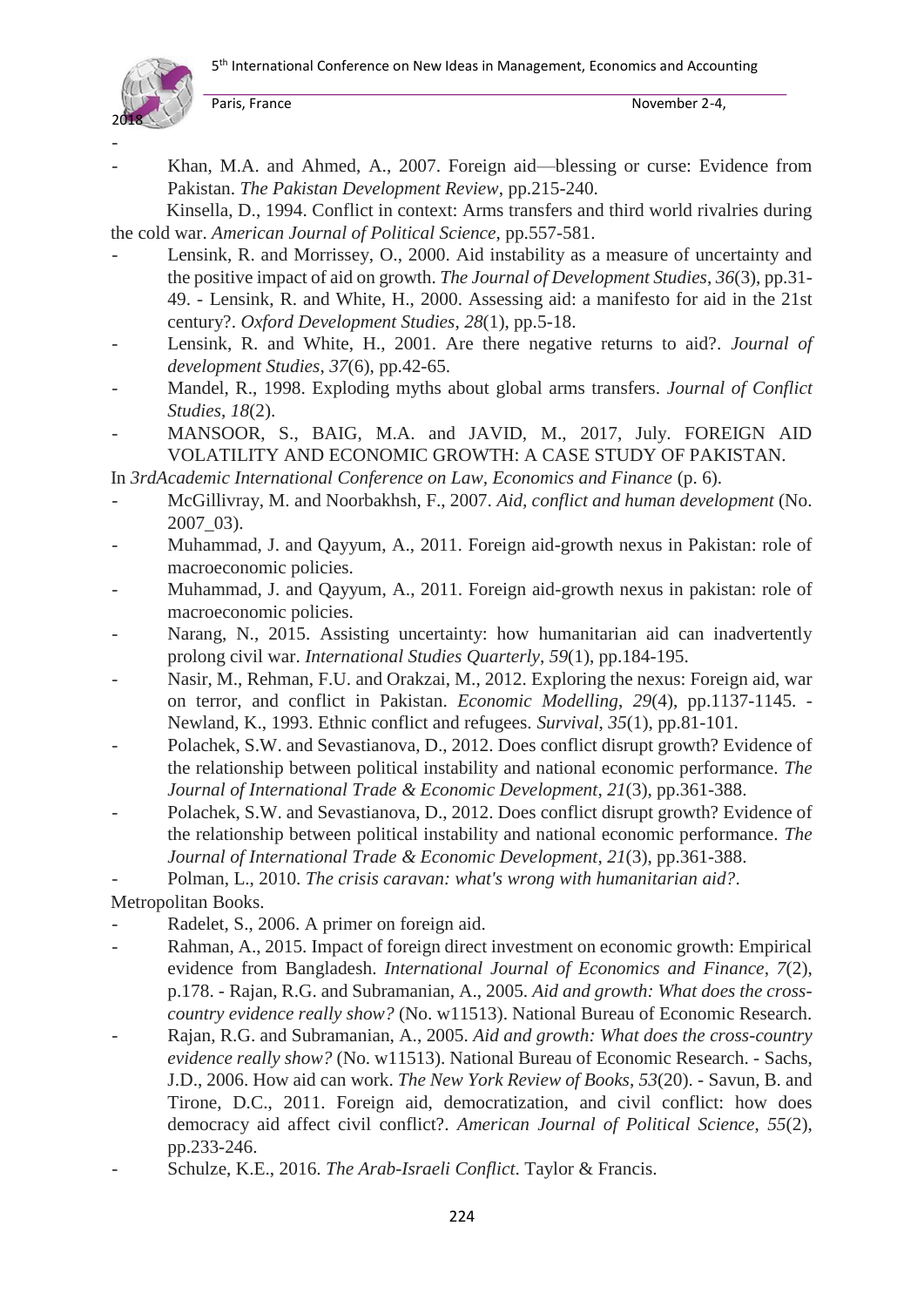- Khan, M.A. and Ahmed, A., 2007. Foreign aid—blessing or curse: Evidence from Pakistan. *The Pakistan Development Review*, pp.215-240.

Kinsella, D., 1994. Conflict in context: Arms transfers and third world rivalries during the cold war. *American Journal of Political Science*, pp.557-581.

- Lensink, R. and Morrissey, O., 2000. Aid instability as a measure of uncertainty and the positive impact of aid on growth. *The Journal of Development Studies*, *36*(3), pp.31-49. - Lensink, R. and White, H., 2000. Assessing aid: a manifesto for aid in the 21st century?. *Oxford Development Studies*, *28*(1), pp.5-18.
- Lensink, R. and White, H., 2001. Are there negative returns to aid?. *Journal of development Studies*, *37*(6), pp.42-65.
- Mandel, R., 1998. Exploding myths about global arms transfers. *Journal of Conflict Studies*, *18*(2).
- MANSOOR, S., BAIG, M.A. and JAVID, M., 2017, July. FOREIGN AID VOLATILITY AND ECONOMIC GROWTH: A CASE STUDY OF PAKISTAN.

In *3rdAcademic International Conference on Law, Economics and Finance* (p. 6).

- McGillivray, M. and Noorbakhsh, F., 2007. *Aid, conflict and human development* (No. 2007_03).
- Muhammad, J. and Qayyum, A., 2011. Foreign aid-growth nexus in Pakistan: role of macroeconomic policies.
- Muhammad, J. and Qayyum, A., 2011. Foreign aid-growth nexus in pakistan: role of macroeconomic policies.
- Narang, N., 2015. Assisting uncertainty: how humanitarian aid can inadvertently prolong civil war. *International Studies Quarterly*, *59*(1), pp.184-195.
- Nasir, M., Rehman, F.U. and Orakzai, M., 2012. Exploring the nexus: Foreign aid, war on terror, and conflict in Pakistan. *Economic Modelling*, *29*(4), pp.1137-1145. - Newland, K., 1993. Ethnic conflict and refugees. *Survival*, *35*(1), pp.81-101.
- Polachek, S.W. and Sevastianova, D., 2012. Does conflict disrupt growth? Evidence of the relationship between political instability and national economic performance. *The Journal of International Trade & Economic Development*, *21*(3), pp.361-388.
- Polachek, S.W. and Sevastianova, D., 2012. Does conflict disrupt growth? Evidence of the relationship between political instability and national economic performance. *The Journal of International Trade & Economic Development*, *21*(3), pp.361-388.
- Polman, L., 2010. *The crisis caravan: what's wrong with humanitarian aid?*.

Metropolitan Books.

- Radelet, S., 2006. A primer on foreign aid.
- Rahman, A., 2015. Impact of foreign direct investment on economic growth: Empirical evidence from Bangladesh. *International Journal of Economics and Finance*, *7*(2), p.178. - Rajan, R.G. and Subramanian, A., 2005. *Aid and growth: What does the cross-country evidence really show?* (No. w11513). National Bureau of Economic Research.
- Rajan, R.G. and Subramanian, A., 2005. *Aid and growth: What does the cross-country evidence really show?* (No. w11513). National Bureau of Economic Research. - Sachs, J.D., 2006. How aid can work. *The New York Review of Books*, *53*(20). - Savun, B. and Tirone, D.C., 2011. Foreign aid, democratization, and civil conflict: how does democracy aid affect civil conflict?. *American Journal of Political Science*, *55*(2), pp.233-246.
- Schulze, K.E., 2016. *The Arab-Israeli Conflict*. Taylor & Francis.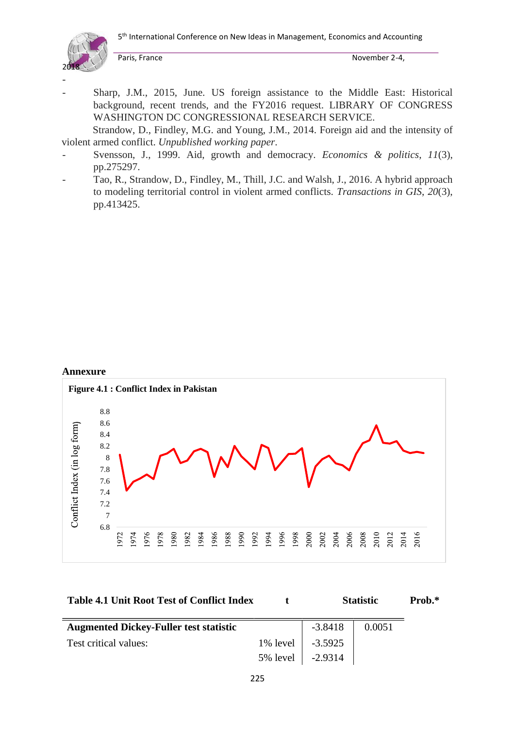- Sharp, J.M., 2015, June. US foreign assistance to the Middle East: Historical background, recent trends, and the FY2016 request. LIBRARY OF CONGRESS WASHINGTON DC CONGRESSIONAL RESEARCH SERVICE.

Strandow, D., Findley, M.G. and Young, J.M., 2014. Foreign aid and the intensity of violent armed conflict. *Unpublished working paper*.

- Svensson, J., 1999. Aid, growth and democracy. *Economics & politics*, *11*(3), pp.275297.
- Tao, R., Strandow, D., Findley, M., Thill, J.C. and Walsh, J., 2016. A hybrid approach to modeling territorial control in violent armed conflicts. *Transactions in GIS*, *20*(3), pp.413425.

## Annexure

**Figure 4.1 : Conflict Index in Pakistan**

**Table 4.1 Unit Root Test of Conflict Index**

| | | t-Statistic | Prob.* |
|---|---|---|---|
| **Augmented Dickey-Fuller test statistic** | | -3.8418 | 0.0051 |
| Test critical values: | 1% level | -3.5925 | |
| | 5% level | -2.9314 | |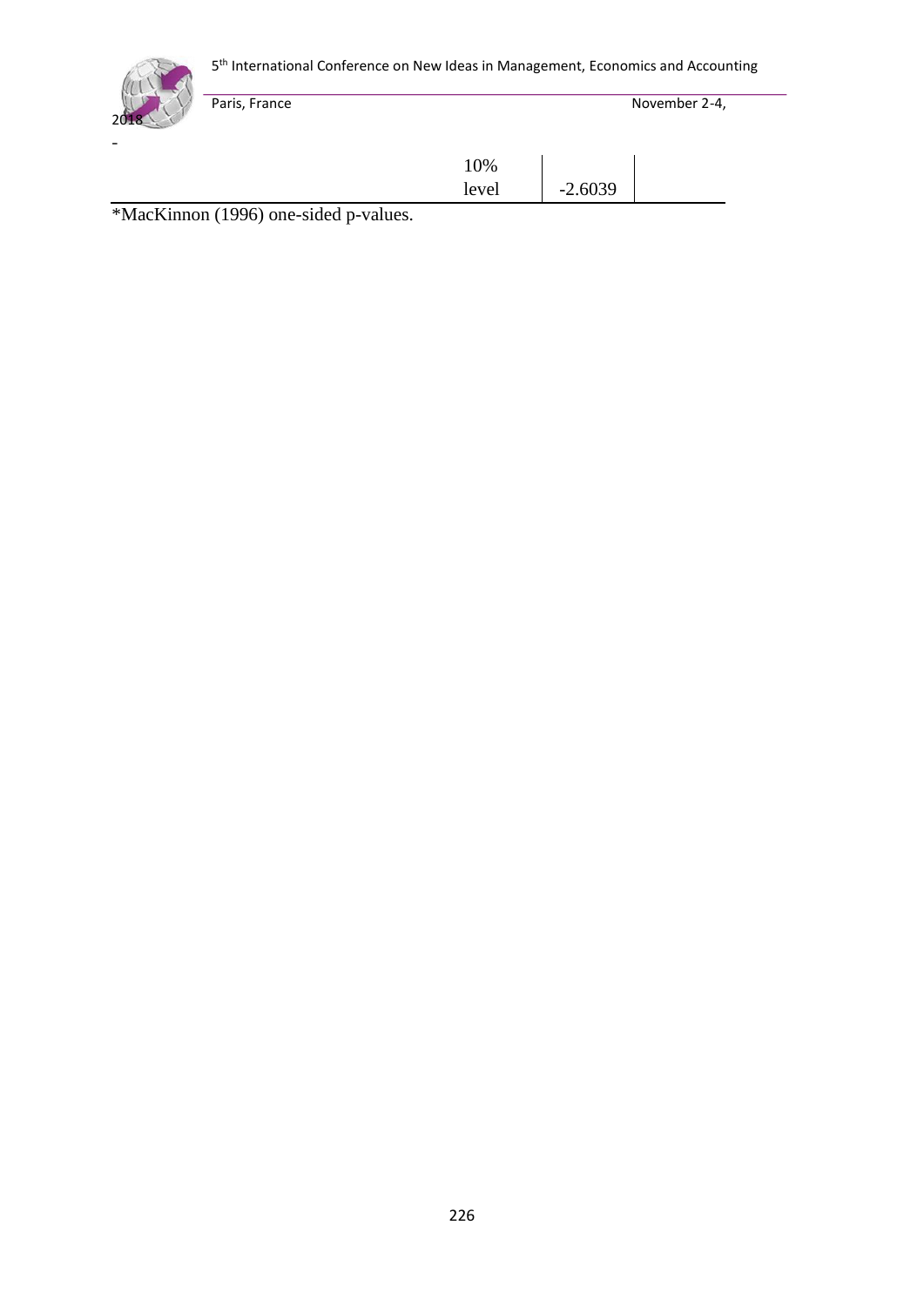| | 10% level | -2.6039 | |
|---|---|---|---|

*MacKinnon (1996) one-sided p-values.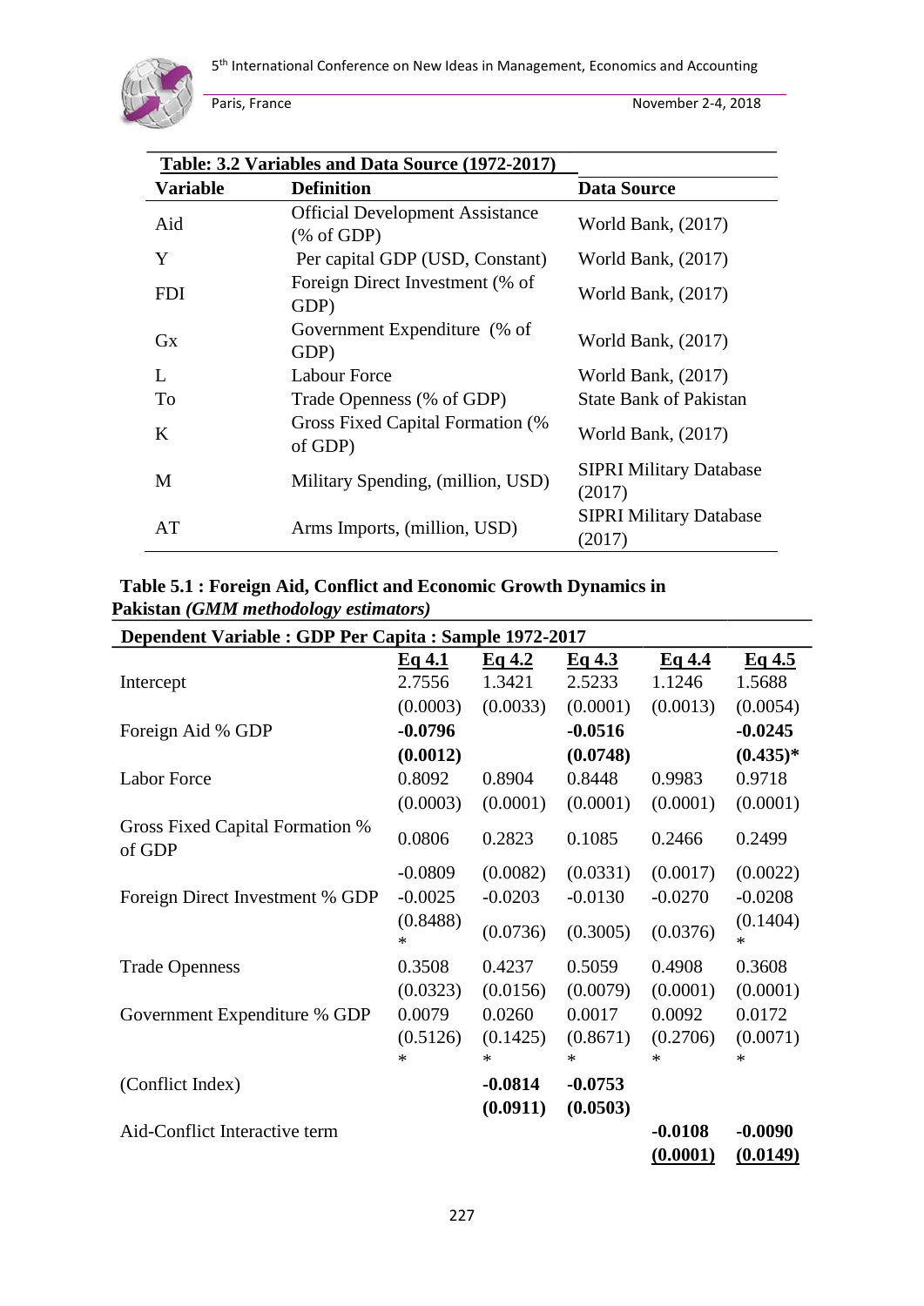**Table: 3.2 Variables and Data Source (1972-2017)**

| Variable | Definition | Data Source |
|---|---|---|
| Aid | Official Development Assistance (% of GDP) | World Bank, (2017) |
| Y | Per capital GDP (USD, Constant) | World Bank, (2017) |
| FDI | Foreign Direct Investment (% of GDP) | World Bank, (2017) |
| Gx | Government Expenditure (% of GDP) | World Bank, (2017) |
| L | Labour Force | World Bank, (2017) |
| To | Trade Openness (% of GDP) | State Bank of Pakistan |
| K | Gross Fixed Capital Formation (% of GDP) | World Bank, (2017) |
| M | Military Spending, (million, USD) | SIPRI Military Database (2017) |
| AT | Arms Imports, (million, USD) | SIPRI Military Database (2017) |

**Table 5.1 : Foreign Aid, Conflict and Economic Growth Dynamics in Pakistan *(GMM methodology estimators)***

| Dependent Variable : GDP Per Capita : Sample 1972-2017 | Eq 4.1 | Eq 4.2 | Eq 4.3 | Eq 4.4 | Eq 4.5 |
|---|---|---|---|---|---|
| Intercept | 2.7556 | 1.3421 | 2.5233 | 1.1246 | 1.5688 |
| | (0.0003) | (0.0033) | (0.0001) | (0.0013) | (0.0054) |
| Foreign Aid % GDP | **-0.0796** | | **-0.0516** | | **-0.0245** |
| | **(0.0012)** | | **(0.0748)** | | **(0.435)*** |
| Labor Force | 0.8092 | 0.8904 | 0.8448 | 0.9983 | 0.9718 |
| | (0.0003) | (0.0001) | (0.0001) | (0.0001) | (0.0001) |
| Gross Fixed Capital Formation % of GDP | 0.0806 | 0.2823 | 0.1085 | 0.2466 | 0.2499 |
| | -0.0809 | (0.0082) | (0.0331) | (0.0017) | (0.0022) |
| Foreign Direct Investment % GDP | -0.0025 | -0.0203 | -0.0130 | -0.0270 | -0.0208 |
| | (0.8488)* | (0.0736) | (0.3005) | (0.0376) | (0.1404)* |
| Trade Openness | 0.3508 | 0.4237 | 0.5059 | 0.4908 | 0.3608 |
| | (0.0323) | (0.0156) | (0.0079) | (0.0001) | (0.0001) |
| Government Expenditure % GDP | 0.0079 | 0.0260 | 0.0017 | 0.0092 | 0.0172 |
| | (0.5126)* | (0.1425)* | (0.8671)* | (0.2706)* | (0.0071)* |
| (Conflict Index) | | **-0.0814** | **-0.0753** | | |
| | | **(0.0911)** | **(0.0503)** | | |
| Aid-Conflict Interactive term | | | | **-0.0108** | **-0.0090** |
| | | | | **(0.0001)** | **(0.0149)** |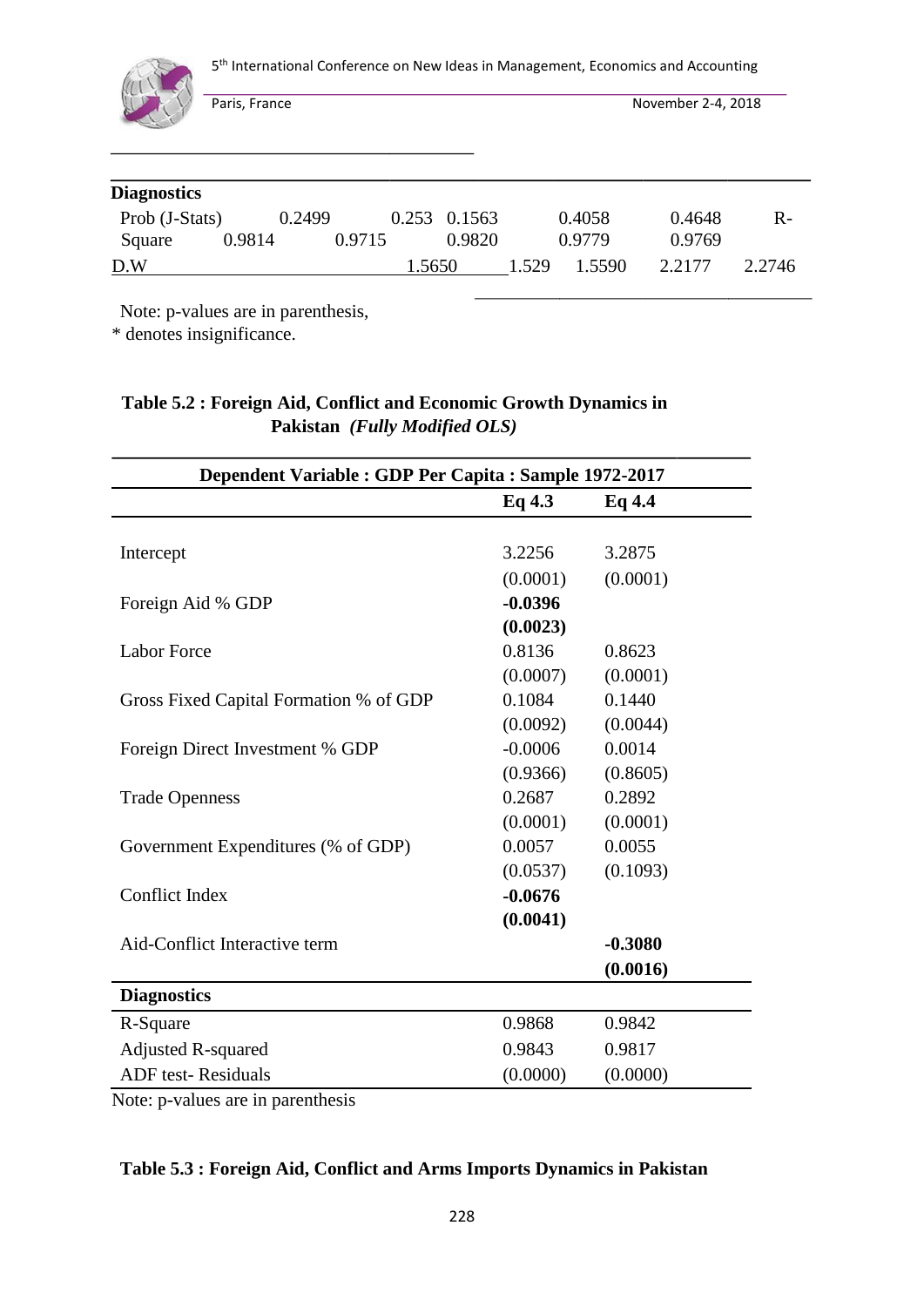| **Diagnostics** | | | | | |
|---|---|---|---|---|---|
| Prob (J-Stats) | 0.2499 | 0.253 | 0.1563 | 0.4058 | 0.4648 |
| R-Square | 0.9814 | 0.9715 | 0.9820 | 0.9779 | 0.9769 |
| D.W | 1.5650 | 1.529 | 1.5590 | 2.2177 | 2.2746 |

Note: p-values are in parenthesis,
* denotes insignificance.

**Table 5.2 : Foreign Aid, Conflict and Economic Growth Dynamics in Pakistan *(Fully Modified OLS)***

| **Dependent Variable : GDP Per Capita : Sample 1972-2017** | | |
|---|---|---|
| | **Eq 4.3** | **Eq 4.4** |
| Intercept | 3.2256 | 3.2875 |
| | (0.0001) | (0.0001) |
| Foreign Aid % GDP | **-0.0396** | |
| | **(0.0023)** | |
| Labor Force | 0.8136 | 0.8623 |
| | (0.0007) | (0.0001) |
| Gross Fixed Capital Formation % of GDP | 0.1084 | 0.1440 |
| | (0.0092) | (0.0044) |
| Foreign Direct Investment % GDP | -0.0006 | 0.0014 |
| | (0.9366) | (0.8605) |
| Trade Openness | 0.2687 | 0.2892 |
| | (0.0001) | (0.0001) |
| Government Expenditures (% of GDP) | 0.0057 | 0.0055 |
| | (0.0537) | (0.1093) |
| Conflict Index | **-0.0676** | |
| | **(0.0041)** | |
| Aid-Conflict Interactive term | | **-0.3080** |
| | | **(0.0016)** |
| **Diagnostics** | | |
| R-Square | 0.9868 | 0.9842 |
| Adjusted R-squared | 0.9843 | 0.9817 |
| ADF test- Residuals | (0.0000) | (0.0000) |

Note: p-values are in parenthesis

**Table 5.3 : Foreign Aid, Conflict and Arms Imports Dynamics in Pakistan**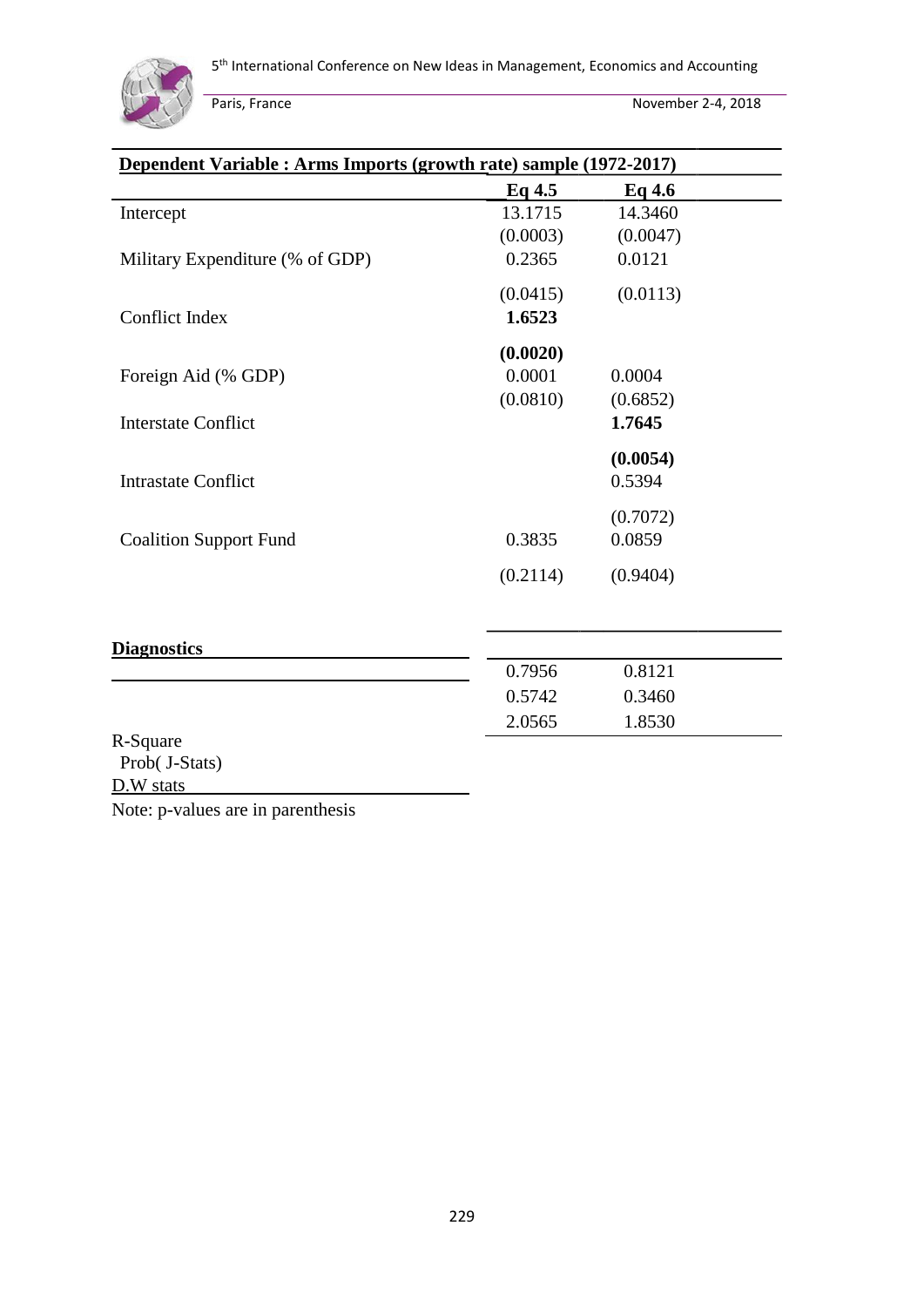| Dependent Variable : Arms Imports (growth rate) sample (1972-2017) | | |
|---|---|---|
| | **Eq 4.5** | **Eq 4.6** |
| Intercept | 13.1715 | 14.3460 |
| | (0.0003) | (0.0047) |
| Military Expenditure (% of GDP) | 0.2365 | 0.0121 |
| | (0.0415) | (0.0113) |
| Conflict Index | **1.6523** | |
| | **(0.0020)** | |
| Foreign Aid (% GDP) | 0.0001 | 0.0004 |
| | (0.0810) | (0.6852) |
| Interstate Conflict | | **1.7645** |
| | | **(0.0054)** |
| Intrastate Conflict | | 0.5394 |
| | | (0.7072) |
| Coalition Support Fund | 0.3835 | 0.0859 |
| | (0.2114) | (0.9404) |
| **Diagnostics** | | |
| R-Square | 0.7956 | 0.8121 |
| Prob( J-Stats) | 0.5742 | 0.3460 |
| D.W stats | 2.0565 | 1.8530 |

Note: p-values are in parenthesis